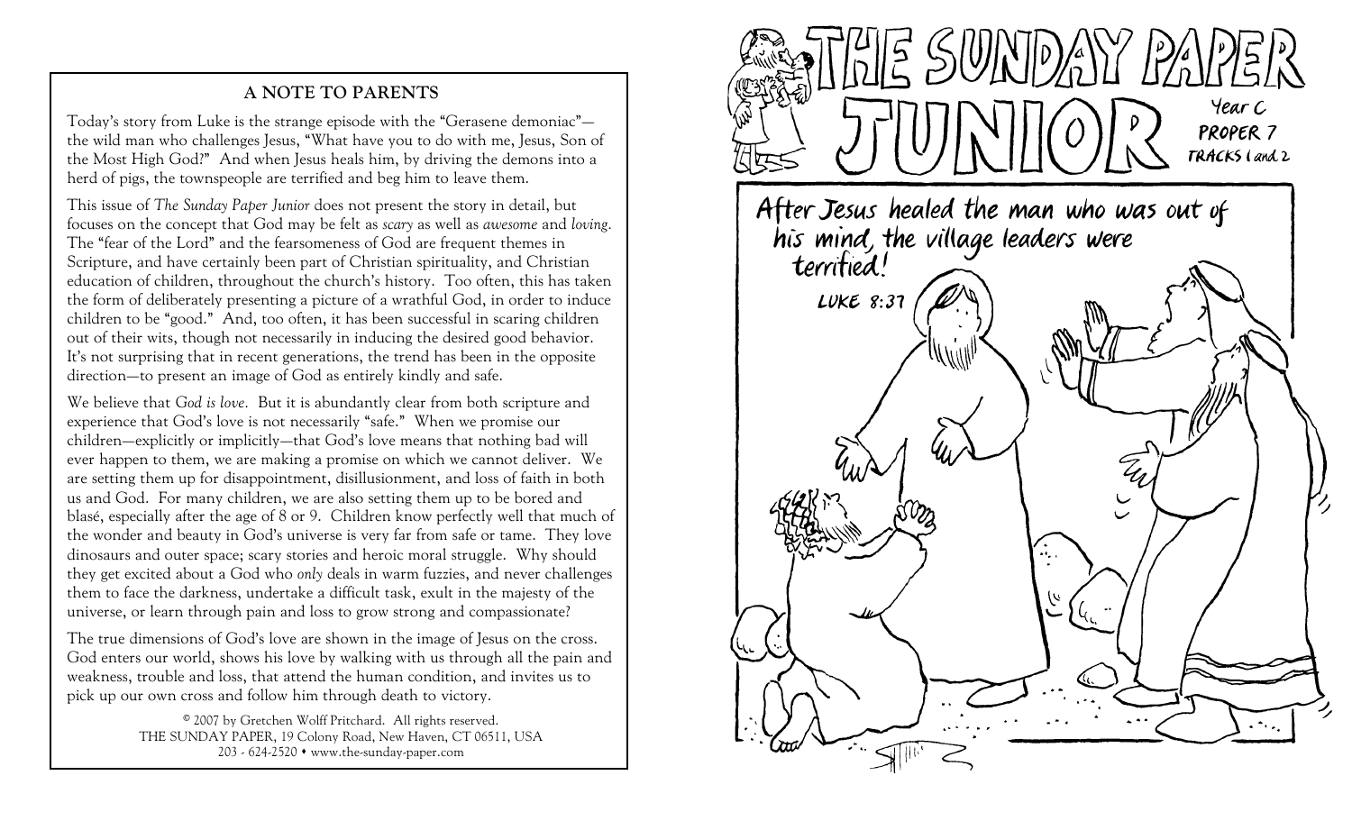## A NOTE TO PARENTS

Today's story from Luke is the strange episode with the "Gerasene demoniac"—the wild man who challenges Jesus, "What have you to do with me, Jesus, Son of the Most High God?" And when Jesus heals him, by driving the demons into a herd of pigs, the townspeople are terrified and beg him to leave them.

This issue of *The Sunday Paper Junior* does not present the story in detail, but focuses on the concept that God may be felt as *scary* as well as *awesome* and *loving*. The "fear of the Lord" and the fearsomeness of God are frequent themes in Scripture, and have certainly been part of Christian spirituality, and Christian education of children, throughout the church's history. Too often, this has taken the form of deliberately presenting a picture of a wrathful God, in order to induce children to be "good." And, too often, it has been successful in scaring children out of their wits, though not necessarily in inducing the desired good behavior. It's not surprising that in recent generations, the trend has been in the opposite direction—to present an image of God as entirely kindly and safe.

We believe that *God is love*. But it is abundantly clear from both scripture and experience that God's love is not necessarily "safe." When we promise our children—explicitly or implicitly—that God's love means that nothing bad will ever happen to them, we are making a promise on which we cannot deliver. We are setting them up for disappointment, disillusionment, and loss of faith in both us and God. For many children, we are also setting them up to be bored and blasé, especially after the age of 8 or 9. Children know perfectly well that much of the wonder and beauty in God's universe is very far from safe or tame. They love dinosaurs and outer space; scary stories and heroic moral struggle. Why should they get excited about a God who *only* deals in warm fuzzies, and never challenges them to face the darkness, undertake a difficult task, exult in the majesty of the universe, or learn through pain and loss to grow strong and compassionate?

The true dimensions of God's love are shown in the image of Jesus on the cross. God enters our world, shows his love by walking with us through all the pain and weakness, trouble and loss, that attend the human condition, and invites us to pick up our own cross and follow him through death to victory.

© 2007 by Gretchen Wolff Pritchard. All rights reserved.
THE SUNDAY PAPER, 19 Colony Road, New Haven, CT 06511, USA
203 - 624-2520 • www.the-sunday-paper.com

# THE SUNDAY PAPER JUNIOR

Year C
PROPER 7
TRACKS 1 and 2

After Jesus healed the man who was out of his mind, the village leaders were terrified!

LUKE 8:37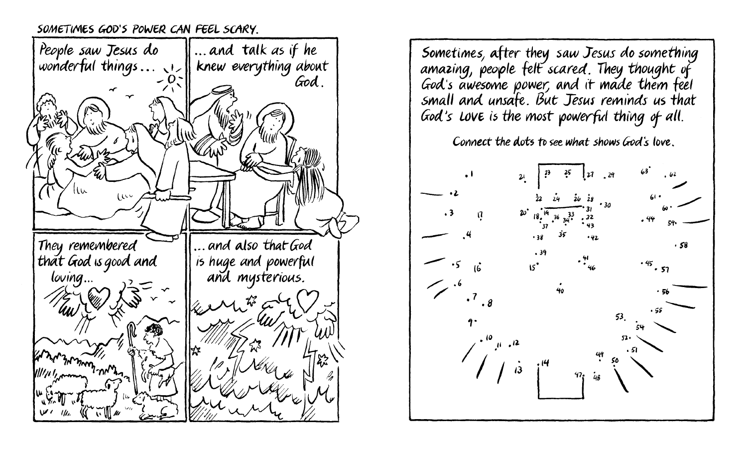SOMETIMES GOD'S POWER CAN FEEL SCARY.

People saw Jesus do wonderful things...

...and talk as if he knew everything about God.

They remembered that God is good and loving...

...and also that God is huge and powerful and mysterious.

Sometimes, after they saw Jesus do something amazing, people felt scared. They thought of God's awesome power, and it made them feel small and unsafe. But Jesus reminds us that God's LOVE is the most powerful thing of all.

Connect the dots to see what shows God's love.